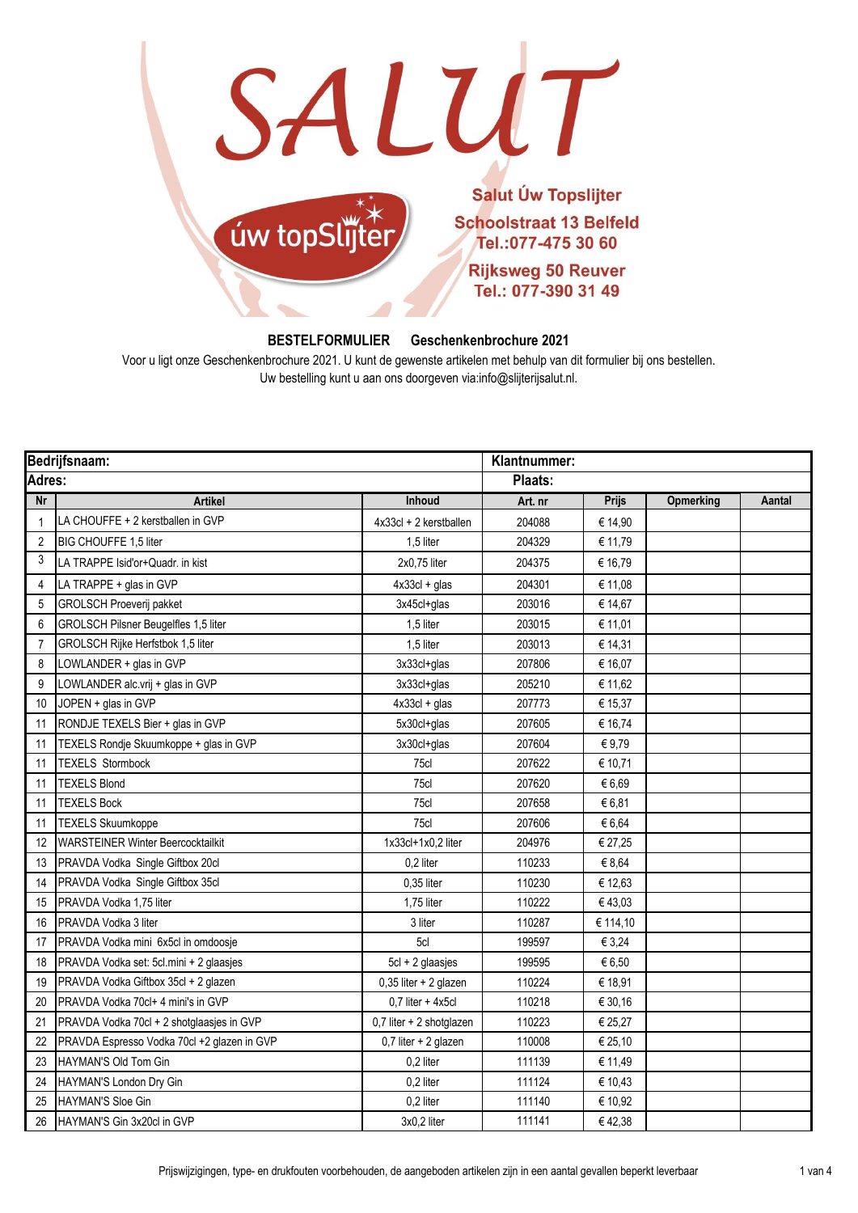# SALUT

úw topSlijter

**Salut Úw Topslijter**
**Schoolstraat 13 Belfeld**
**Tel.:077-475 30 60**

**Rijksweg 50 Reuver**
**Tel.: 077-390 31 49**

**BESTELFORMULIER Geschenkenbrochure 2021**

Voor u ligt onze Geschenkenbrochure 2021. U kunt de gewenste artikelen met behulp van dit formulier bij ons bestellen.
Uw bestelling kunt u aan ons doorgeven via:info@slijterijsalut.nl.

| **Bedrijfsnaam:** | | | **Klantnummer:** | | | |
|---|---|---|---|---|---|---|
| **Adres:** | | | **Plaats:** | | | |
| **Nr** | **Artikel** | **Inhoud** | **Art. nr** | **Prijs** | **Opmerking** | **Aantal** |
| 1 | LA CHOUFFE + 2 kerstballen in GVP | 4x33cl + 2 kerstballen | 204088 | € 14,90 | | |
| 2 | BIG CHOUFFE 1,5 liter | 1,5 liter | 204329 | € 11,79 | | |
| 3 | LA TRAPPE Isid'or+Quadr. in kist | 2x0,75 liter | 204375 | € 16,79 | | |
| 4 | LA TRAPPE + glas in GVP | 4x33cl + glas | 204301 | € 11,08 | | |
| 5 | GROLSCH Proeverij pakket | 3x45cl+glas | 203016 | € 14,67 | | |
| 6 | GROLSCH Pilsner Beugelfles 1,5 liter | 1,5 liter | 203015 | € 11,01 | | |
| 7 | GROLSCH Rijke Herfstbok 1,5 liter | 1,5 liter | 203013 | € 14,31 | | |
| 8 | LOWLANDER + glas in GVP | 3x33cl+glas | 207806 | € 16,07 | | |
| 9 | LOWLANDER alc.vrij + glas in GVP | 3x33cl+glas | 205210 | € 11,62 | | |
| 10 | JOPEN + glas in GVP | 4x33cl + glas | 207773 | € 15,37 | | |
| 11 | RONDJE TEXELS Bier + glas in GVP | 5x30cl+glas | 207605 | € 16,74 | | |
| 11 | TEXELS Rondje Skuumkoppe + glas in GVP | 3x30cl+glas | 207604 | € 9,79 | | |
| 11 | TEXELS Stormbock | 75cl | 207622 | € 10,71 | | |
| 11 | TEXELS Blond | 75cl | 207620 | € 6,69 | | |
| 11 | TEXELS Bock | 75cl | 207658 | € 6,81 | | |
| 11 | TEXELS Skuumkoppe | 75cl | 207606 | € 6,64 | | |
| 12 | WARSTEINER Winter Beercocktailkit | 1x33cl+1x0,2 liter | 204976 | € 27,25 | | |
| 13 | PRAVDA Vodka Single Giftbox 20cl | 0,2 liter | 110233 | € 8,64 | | |
| 14 | PRAVDA Vodka Single Giftbox 35cl | 0,35 liter | 110230 | € 12,63 | | |
| 15 | PRAVDA Vodka 1,75 liter | 1,75 liter | 110222 | € 43,03 | | |
| 16 | PRAVDA Vodka 3 liter | 3 liter | 110287 | € 114,10 | | |
| 17 | PRAVDA Vodka mini 6x5cl in omdoosje | 5cl | 199597 | € 3,24 | | |
| 18 | PRAVDA Vodka set: 5cl.mini + 2 glaasjes | 5cl + 2 glaasjes | 199595 | € 6,50 | | |
| 19 | PRAVDA Vodka Giftbox 35cl + 2 glazen | 0,35 liter + 2 glazen | 110224 | € 18,91 | | |
| 20 | PRAVDA Vodka 70cl+ 4 mini's in GVP | 0,7 liter + 4x5cl | 110218 | € 30,16 | | |
| 21 | PRAVDA Vodka 70cl + 2 shotglaasjes in GVP | 0,7 liter + 2 shotglazen | 110223 | € 25,27 | | |
| 22 | PRAVDA Espresso Vodka 70cl +2 glazen in GVP | 0,7 liter + 2 glazen | 110008 | € 25,10 | | |
| 23 | HAYMAN'S Old Tom Gin | 0,2 liter | 111139 | € 11,49 | | |
| 24 | HAYMAN'S London Dry Gin | 0,2 liter | 111124 | € 10,43 | | |
| 25 | HAYMAN'S Sloe Gin | 0,2 liter | 111140 | € 10,92 | | |
| 26 | HAYMAN'S Gin 3x20cl in GVP | 3x0,2 liter | 111141 | € 42,38 | | |

Prijswijzigingen, type- en drukfouten voorbehouden, de aangeboden artikelen zijn in een aantal gevallen beperkt leverbaar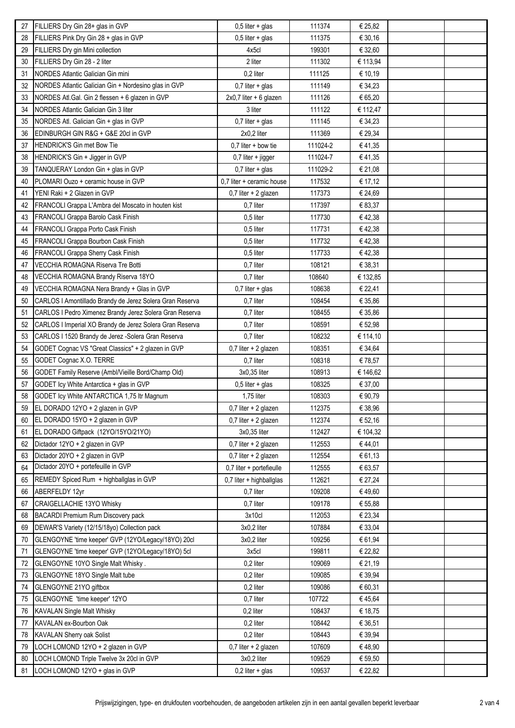| | | | | | | |
|---|---|---|---|---|---|---|
| 27 | FILLIERS Dry Gin 28+ glas in GVP | 0,5 liter + glas | 111374 | € 25,82 | | |
| 28 | FILLIERS Pink Dry Gin 28 + glas in GVP | 0,5 liter + glas | 111375 | € 30,16 | | |
| 29 | FILLIERS Dry gin Mini collection | 4x5cl | 199301 | € 32,60 | | |
| 30 | FILLIERS Dry Gin 28 - 2 liter | 2 liter | 111302 | € 113,94 | | |
| 31 | NORDES Atlantic Galician Gin mini | 0,2 liter | 111125 | € 10,19 | | |
| 32 | NORDES Atlantic Galician Gin + Nordesino glas in GVP | 0,7 liter + glas | 111149 | € 34,23 | | |
| 33 | NORDES Atl.Gal. Gin 2 flessen + 6 glazen in GVP | 2x0,7 liter + 6 glazen | 111126 | € 65,20 | | |
| 34 | NORDES Atlantic Galician Gin 3 liter | 3 liter | 111122 | € 112,47 | | |
| 35 | NORDES Atl. Galician Gin + glas in GVP | 0,7 liter + glas | 111145 | € 34,23 | | |
| 36 | EDINBURGH GIN R&G + G&E 20cl in GVP | 2x0,2 liter | 111369 | € 29,34 | | |
| 37 | HENDRICK'S Gin met Bow Tie | 0,7 liter + bow tie | 111024-2 | € 41,35 | | |
| 38 | HENDRICK'S Gin + Jigger in GVP | 0,7 liter + jigger | 111024-7 | € 41,35 | | |
| 39 | TANQUERAY London Gin + glas in GVP | 0,7 liter + glas | 111029-2 | € 21,08 | | |
| 40 | PLOMARI Ouzo + ceramic house in GVP | 0,7 liter + ceramic house | 117532 | € 17,12 | | |
| 41 | YENI Raki + 2 Glazen in GVP | 0,7 liter + 2 glazen | 117373 | € 24,69 | | |
| 42 | FRANCOLI Grappa L'Ambra del Moscato in houten kist | 0,7 liter | 117397 | € 83,37 | | |
| 43 | FRANCOLI Grappa Barolo Cask Finish | 0,5 liter | 117730 | € 42,38 | | |
| 44 | FRANCOLI Grappa Porto Cask Finish | 0,5 liter | 117731 | € 42,38 | | |
| 45 | FRANCOLI Grappa Bourbon Cask Finish | 0,5 liter | 117732 | € 42,38 | | |
| 46 | FRANCOLI Grappa Sherry Cask Finish | 0,5 liter | 117733 | € 42,38 | | |
| 47 | VECCHIA ROMAGNA Riserva Tre Botti | 0,7 liter | 108121 | € 38,31 | | |
| 48 | VECCHIA ROMAGNA Brandy Riserva 18YO | 0,7 liter | 108640 | € 132,85 | | |
| 49 | VECCHIA ROMAGNA Nera Brandy + Glas in GVP | 0,7 liter + glas | 108638 | € 22,41 | | |
| 50 | CARLOS I Amontillado Brandy de Jerez Solera Gran Reserva | 0,7 liter | 108454 | € 35,86 | | |
| 51 | CARLOS I Pedro Ximenez Brandy Jerez Solera Gran Reserva | 0,7 liter | 108455 | € 35,86 | | |
| 52 | CARLOS I Imperial XO Brandy de Jerez Solera Gran Reserva | 0,7 liter | 108591 | € 52,98 | | |
| 53 | CARLOS I 1520 Brandy de Jerez -Solera Gran Reserva | 0,7 liter | 108232 | € 114,10 | | |
| 54 | GODET Cognac VS "Great Classics" + 2 glazen in GVP | 0,7 liter + 2 glazen | 108351 | € 34,64 | | |
| 55 | GODET Cognac X.O. TERRE | 0,7 liter | 108318 | € 78,57 | | |
| 56 | GODET Family Reserve (Ambl/Vieille Bord/Champ Old) | 3x0,35 liter | 108913 | € 146,62 | | |
| 57 | GODET Icy White Antarctica + glas in GVP | 0,5 liter + glas | 108325 | € 37,00 | | |
| 58 | GODET Icy White ANTARCTICA 1,75 ltr Magnum | 1,75 liter | 108303 | € 90,79 | | |
| 59 | EL DORADO 12YO + 2 glazen in GVP | 0,7 liter + 2 glazen | 112375 | € 38,96 | | |
| 60 | EL DORADO 15YO + 2 glazen in GVP | 0,7 liter + 2 glazen | 112374 | € 52,16 | | |
| 61 | EL DORADO Giftpack (12YO/15YO/21YO) | 3x0,35 liter | 112427 | € 104,32 | | |
| 62 | Dictador 12YO + 2 glazen in GVP | 0,7 liter + 2 glazen | 112553 | € 44,01 | | |
| 63 | Dictador 20YO + 2 glazen in GVP | 0,7 liter + 2 glazen | 112554 | € 61,13 | | |
| 64 | Dictador 20YO + portefeuille in GVP | 0,7 liter + portefieulle | 112555 | € 63,57 | | |
| 65 | REMEDY Spiced Rum + highballglas in GVP | 0,7 liter + highballglas | 112621 | € 27,24 | | |
| 66 | ABERFELDY 12yr | 0,7 liter | 109208 | € 49,60 | | |
| 67 | CRAIGELLACHIE 13YO Whisky | 0,7 liter | 109178 | € 55,88 | | |
| 68 | BACARDI Premium Rum Discovery pack | 3x10cl | 112053 | € 23,34 | | |
| 69 | DEWAR'S Variety (12/15/18yo) Collection pack | 3x0,2 liter | 107884 | € 33,04 | | |
| 70 | GLENGOYNE 'time keeper' GVP (12YO/Legacy/18YO) 20cl | 3x0,2 liter | 109256 | € 61,94 | | |
| 71 | GLENGOYNE 'time keeper' GVP (12YO/Legacy/18YO) 5cl | 3x5cl | 199811 | € 22,82 | | |
| 72 | GLENGOYNE 10YO Single Malt Whisky . | 0,2 liter | 109069 | € 21,19 | | |
| 73 | GLENGOYNE 18YO Single Malt tube | 0,2 liter | 109085 | € 39,94 | | |
| 74 | GLENGOYNE 21YO giftbox | 0,2 liter | 109086 | € 60,31 | | |
| 75 | GLENGOYNE 'time keeper' 12YO | 0,7 liter | 107722 | € 45,64 | | |
| 76 | KAVALAN Single Malt Whisky | 0,2 liter | 108437 | € 18,75 | | |
| 77 | KAVALAN ex-Bourbon Oak | 0,2 liter | 108442 | € 36,51 | | |
| 78 | KAVALAN Sherry oak Solist | 0,2 liter | 108443 | € 39,94 | | |
| 79 | LOCH LOMOND 12YO + 2 glazen in GVP | 0,7 liter + 2 glazen | 107609 | € 48,90 | | |
| 80 | LOCH LOMOND Triple Twelve 3x 20cl in GVP | 3x0,2 liter | 109529 | € 59,50 | | |
| 81 | LOCH LOMOND 12YO + glas in GVP | 0,2 liter + glas | 109537 | € 22,82 | | |

Prijswijzigingen, type- en drukfouten voorbehouden, de aangeboden artikelen zijn in een aantal gevallen beperkt leverbaar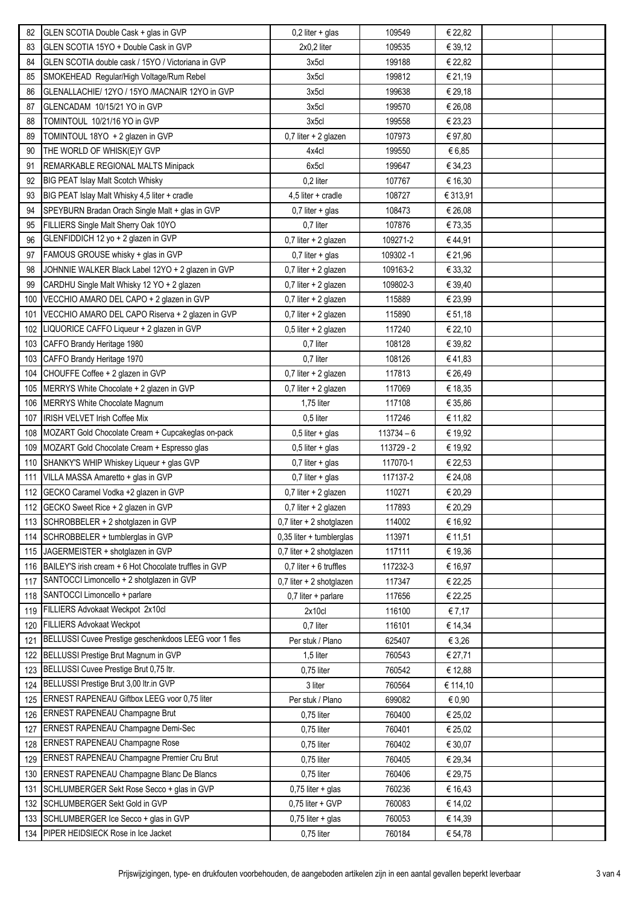| | | | | | | |
|---|---|---|---|---|---|---|
| 82 | GLEN SCOTIA Double Cask + glas in GVP | 0,2 liter + glas | 109549 | € 22,82 | | |
| 83 | GLEN SCOTIA 15YO + Double Cask in GVP | 2x0,2 liter | 109535 | € 39,12 | | |
| 84 | GLEN SCOTIA double cask / 15YO / Victoriana in GVP | 3x5cl | 199188 | € 22,82 | | |
| 85 | SMOKEHEAD Regular/High Voltage/Rum Rebel | 3x5cl | 199812 | € 21,19 | | |
| 86 | GLENALLACHIE/ 12YO / 15YO /MACNAIR 12YO in GVP | 3x5cl | 199638 | € 29,18 | | |
| 87 | GLENCADAM 10/15/21 YO in GVP | 3x5cl | 199570 | € 26,08 | | |
| 88 | TOMINTOUL 10/21/16 YO in GVP | 3x5cl | 199558 | € 23,23 | | |
| 89 | TOMINTOUL 18YO + 2 glazen in GVP | 0,7 liter + 2 glazen | 107973 | € 97,80 | | |
| 90 | THE WORLD OF WHISK(E)Y GVP | 4x4cl | 199550 | € 6,85 | | |
| 91 | REMARKABLE REGIONAL MALTS Minipack | 6x5cl | 199647 | € 34,23 | | |
| 92 | BIG PEAT Islay Malt Scotch Whisky | 0,2 liter | 107767 | € 16,30 | | |
| 93 | BIG PEAT Islay Malt Whisky 4,5 liter + cradle | 4,5 liter + cradle | 108727 | € 313,91 | | |
| 94 | SPEYBURN Bradan Orach Single Malt + glas in GVP | 0,7 liter + glas | 108473 | € 26,08 | | |
| 95 | FILLIERS Single Malt Sherry Oak 10YO | 0,7 liter | 107876 | € 73,35 | | |
| 96 | GLENFIDDICH 12 yo + 2 glazen in GVP | 0,7 liter + 2 glazen | 109271-2 | € 44,91 | | |
| 97 | FAMOUS GROUSE whisky + glas in GVP | 0,7 liter + glas | 109302 -1 | € 21,96 | | |
| 98 | JOHNNIE WALKER Black Label 12YO + 2 glazen in GVP | 0,7 liter + 2 glazen | 109163-2 | € 33,32 | | |
| 99 | CARDHU Single Malt Whisky 12 YO + 2 glazen | 0,7 liter + 2 glazen | 109802-3 | € 39,40 | | |
| 100 | VECCHIO AMARO DEL CAPO + 2 glazen in GVP | 0,7 liter + 2 glazen | 115889 | € 23,99 | | |
| 101 | VECCHIO AMARO DEL CAPO Riserva + 2 glazen in GVP | 0,7 liter + 2 glazen | 115890 | € 51,18 | | |
| 102 | LIQUORICE CAFFO Liqueur + 2 glazen in GVP | 0,5 liter + 2 glazen | 117240 | € 22,10 | | |
| 103 | CAFFO Brandy Heritage 1980 | 0,7 liter | 108128 | € 39,82 | | |
| 103 | CAFFO Brandy Heritage 1970 | 0,7 liter | 108126 | € 41,83 | | |
| 104 | CHOUFFE Coffee + 2 glazen in GVP | 0,7 liter + 2 glazen | 117813 | € 26,49 | | |
| 105 | MERRYS White Chocolate + 2 glazen in GVP | 0,7 liter + 2 glazen | 117069 | € 18,35 | | |
| 106 | MERRYS White Chocolate Magnum | 1,75 liter | 117108 | € 35,86 | | |
| 107 | IRISH VELVET Irish Coffee Mix | 0,5 liter | 117246 | € 11,82 | | |
| 108 | MOZART Gold Chocolate Cream + Cupcakeglas on-pack | 0,5 liter + glas | 113734 – 6 | € 19,92 | | |
| 109 | MOZART Gold Chocolate Cream + Espresso glas | 0,5 liter + glas | 113729 - 2 | € 19,92 | | |
| 110 | SHANKY'S WHIP Whiskey Liqueur + glas GVP | 0,7 liter + glas | 117070-1 | € 22,53 | | |
| 111 | VILLA MASSA Amaretto + glas in GVP | 0,7 liter + glas | 117137-2 | € 24,08 | | |
| 112 | GECKO Caramel Vodka +2 glazen in GVP | 0,7 liter + 2 glazen | 110271 | € 20,29 | | |
| 112 | GECKO Sweet Rice + 2 glazen in GVP | 0,7 liter + 2 glazen | 117893 | € 20,29 | | |
| 113 | SCHROBBELER + 2 shotglazen in GVP | 0,7 liter + 2 shotglazen | 114002 | € 16,92 | | |
| 114 | SCHROBBELER + tumblerglas in GVP | 0,35 liter + tumblerglas | 113971 | € 11,51 | | |
| 115 | JAGERMEISTER + shotglazen in GVP | 0,7 liter + 2 shotglazen | 117111 | € 19,36 | | |
| 116 | BAILEY'S irish cream + 6 Hot Chocolate truffles in GVP | 0,7 liter + 6 truffles | 117232-3 | € 16,97 | | |
| 117 | SANTOCCI Limoncello + 2 shotglazen in GVP | 0,7 liter + 2 shotglazen | 117347 | € 22,25 | | |
| 118 | SANTOCCI Limoncello + parlare | 0,7 liter + parlare | 117656 | € 22,25 | | |
| 119 | FILLIERS Advokaat Weckpot 2x10cl | 2x10cl | 116100 | € 7,17 | | |
| 120 | FILLIERS Advokaat Weckpot | 0,7 liter | 116101 | € 14,34 | | |
| 121 | BELLUSSI Cuvee Prestige geschenkdoos LEEG voor 1 fles | Per stuk / Plano | 625407 | € 3,26 | | |
| 122 | BELLUSSI Prestige Brut Magnum in GVP | 1,5 liter | 760543 | € 27,71 | | |
| 123 | BELLUSSI Cuvee Prestige Brut 0,75 ltr. | 0,75 liter | 760542 | € 12,88 | | |
| 124 | BELLUSSI Prestige Brut 3,00 ltr.in GVP | 3 liter | 760564 | € 114,10 | | |
| 125 | ERNEST RAPENEAU Giftbox LEEG voor 0,75 liter | Per stuk / Plano | 699082 | € 0,90 | | |
| 126 | ERNEST RAPENEAU Champagne Brut | 0,75 liter | 760400 | € 25,02 | | |
| 127 | ERNEST RAPENEAU Champagne Demi-Sec | 0,75 liter | 760401 | € 25,02 | | |
| 128 | ERNEST RAPENEAU Champagne Rose | 0,75 liter | 760402 | € 30,07 | | |
| 129 | ERNEST RAPENEAU Champagne Premier Cru Brut | 0,75 liter | 760405 | € 29,34 | | |
| 130 | ERNEST RAPENEAU Champagne Blanc De Blancs | 0,75 liter | 760406 | € 29,75 | | |
| 131 | SCHLUMBERGER Sekt Rose Secco + glas in GVP | 0,75 liter + glas | 760236 | € 16,43 | | |
| 132 | SCHLUMBERGER Sekt Gold in GVP | 0,75 liter + GVP | 760083 | € 14,02 | | |
| 133 | SCHLUMBERGER Ice Secco + glas in GVP | 0,75 liter + glas | 760053 | € 14,39 | | |
| 134 | PIPER HEIDSIECK Rose in Ice Jacket | 0,75 liter | 760184 | € 54,78 | | |

Prijswijzigingen, type- en drukfouten voorbehouden, de aangeboden artikelen zijn in een aantal gevallen beperkt leverbaar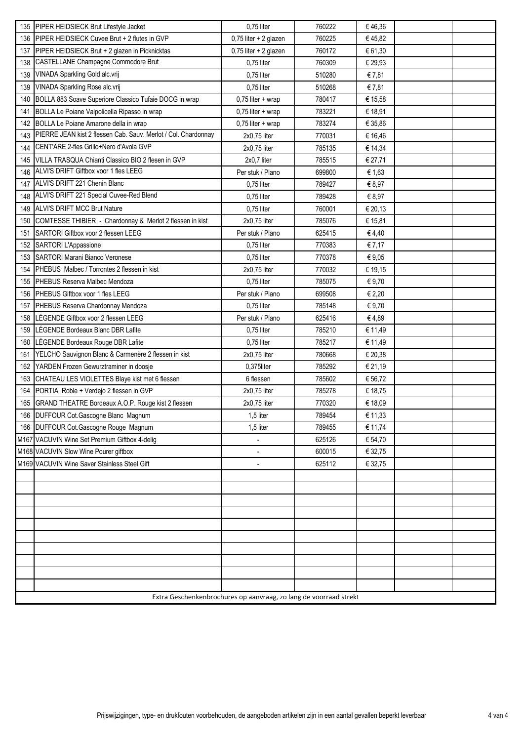| | | | | | | |
|---|---|---|---|---|---|---|
| 135 | PIPER HEIDSIECK Brut Lifestyle Jacket | 0,75 liter | 760222 | € 46,36 | | |
| 136 | PIPER HEIDSIECK Cuvee Brut + 2 flutes in GVP | 0,75 liter + 2 glazen | 760225 | € 45,82 | | |
| 137 | PIPER HEIDSIECK Brut + 2 glazen in Picknicktas | 0,75 liter + 2 glazen | 760172 | € 61,30 | | |
| 138 | CASTELLANE Champagne Commodore Brut | 0,75 liter | 760309 | € 29,93 | | |
| 139 | VINADA Sparkling Gold alc.vrij | 0,75 liter | 510280 | € 7,81 | | |
| 139 | VINADA Sparkling Rose alc.vrij | 0,75 liter | 510268 | € 7,81 | | |
| 140 | BOLLA 883 Soave Superiore Classico Tufaie DOCG in wrap | 0,75 liter + wrap | 780417 | € 15,58 | | |
| 141 | BOLLA Le Poiane Valpolicella Ripasso in wrap | 0,75 liter + wrap | 783221 | € 18,91 | | |
| 142 | BOLLA Le Poiane Amarone della in wrap | 0,75 liter + wrap | 783274 | € 35,86 | | |
| 143 | PIERRE JEAN kist 2 flessen Cab. Sauv. Merlot / Col. Chardonnay | 2x0,75 liter | 770031 | € 16,46 | | |
| 144 | CENT'ARE 2-fles Grillo+Nero d'Avola GVP | 2x0,75 liter | 785135 | € 14,34 | | |
| 145 | VILLA TRASQUA Chianti Classico BIO 2 flesen in GVP | 2x0,7 liter | 785515 | € 27,71 | | |
| 146 | ALVI'S DRIFT Giftbox voor 1 fles LEEG | Per stuk / Plano | 699800 | € 1,63 | | |
| 147 | ALVI'S DRIFT 221 Chenin Blanc | 0,75 liter | 789427 | € 8,97 | | |
| 148 | ALVI'S DRIFT 221 Special Cuvee-Red Blend | 0,75 liter | 789428 | € 8,97 | | |
| 149 | ALVI'S DRIFT MCC Brut Nature | 0,75 liter | 760001 | € 20,13 | | |
| 150 | COMTESSE THIBIER - Chardonnay & Merlot 2 flessen in kist | 2x0,75 liter | 785076 | € 15,81 | | |
| 151 | SARTORI Giftbox voor 2 flessen LEEG | Per stuk / Plano | 625415 | € 4,40 | | |
| 152 | SARTORI L'Appassione | 0,75 liter | 770383 | € 7,17 | | |
| 153 | SARTORI Marani Bianco Veronese | 0,75 liter | 770378 | € 9,05 | | |
| 154 | PHEBUS Malbec / Torrontes 2 flessen in kist | 2x0,75 liter | 770032 | € 19,15 | | |
| 155 | PHEBUS Reserva Malbec Mendoza | 0,75 liter | 785075 | € 9,70 | | |
| 156 | PHEBUS Giftbox voor 1 fles LEEG | Per stuk / Plano | 699508 | € 2,20 | | |
| 157 | PHEBUS Reserva Chardonnay Mendoza | 0,75 liter | 785148 | € 9,70 | | |
| 158 | LÉGENDE Giftbox voor 2 flessen LEEG | Per stuk / Plano | 625416 | € 4,89 | | |
| 159 | LÉGENDE Bordeaux Blanc DBR Lafite | 0,75 liter | 785210 | € 11,49 | | |
| 160 | LÉGENDE Bordeaux Rouge DBR Lafite | 0,75 liter | 785217 | € 11,49 | | |
| 161 | YELCHO Sauvignon Blanc & Carmenère 2 flessen in kist | 2x0,75 liter | 780668 | € 20,38 | | |
| 162 | YARDEN Frozen Gewurztraminer in doosje | 0,375liter | 785292 | € 21,19 | | |
| 163 | CHATEAU LES VIOLETTES Blaye kist met 6 flessen | 6 flessen | 785602 | € 56,72 | | |
| 164 | PORTIA Roble + Verdejo 2 flessen in GVP | 2x0,75 liter | 785278 | € 18,75 | | |
| 165 | GRAND THEATRE Bordeaux A.O.P. Rouge kist 2 flessen | 2x0,75 liter | 770320 | € 18,09 | | |
| 166 | DUFFOUR Cot.Gascogne Blanc Magnum | 1,5 liter | 789454 | € 11,33 | | |
| 166 | DUFFOUR Cot.Gascogne Rouge Magnum | 1,5 liter | 789455 | € 11,74 | | |
| M167 | VACUVIN Wine Set Premium Giftbox 4-delig | - | 625126 | € 54,70 | | |
| M168 | VACUVIN Slow Wine Pourer giftbox | - | 600015 | € 32,75 | | |
| M169 | VACUVIN Wine Saver Stainless Steel Gift | - | 625112 | € 32,75 | | |
| | | | | | | |
| | | | | | | |
| | | | | | | |
| | | | | | | |
| | | | | | | |
| | | | | | | |
| | | | | | | |
| | | | | | | |
| | | | | | | |
| | | | | | | |

Extra Geschenkenbrochures op aanvraag, zo lang de voorraad strekt

Prijswijzigingen, type- en drukfouten voorbehouden, de aangeboden artikelen zijn in een aantal gevallen beperkt leverbaar